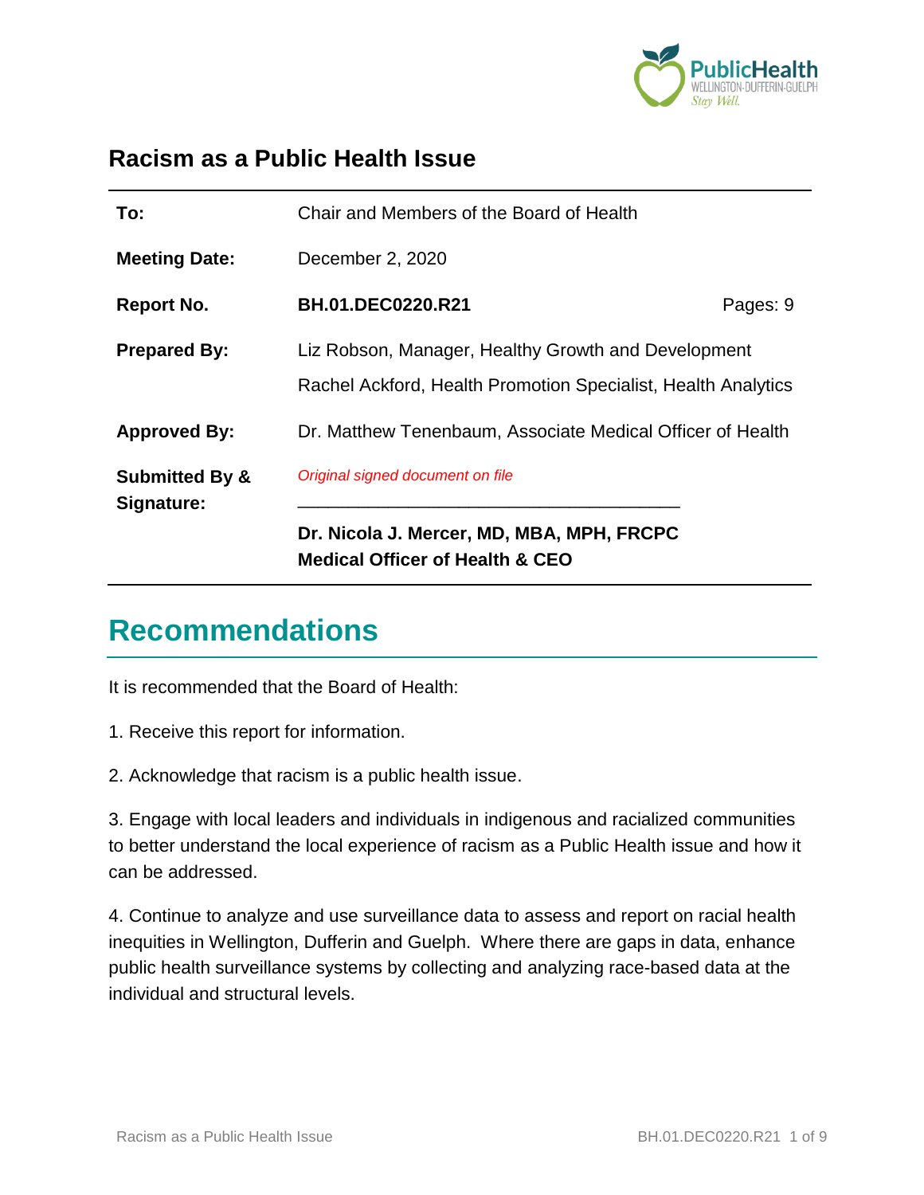# Racism as a Public Health Issue

| | | |
|---|---|---|
| **To:** | Chair and Members of the Board of Health | |
| **Meeting Date:** | December 2, 2020 | |
| **Report No.** | **BH.01.DEC0220.R21** | Pages: 9 |
| **Prepared By:** | Liz Robson, Manager, Healthy Growth and Development<br>Rachel Ackford, Health Promotion Specialist, Health Analytics | |
| **Approved By:** | Dr. Matthew Tenenbaum, Associate Medical Officer of Health | |
| **Submitted By & Signature:** | *Original signed document on file*<br>________________________________________<br>**Dr. Nicola J. Mercer, MD, MBA, MPH, FRCPC**<br>**Medical Officer of Health & CEO** | |

## Recommendations

It is recommended that the Board of Health:

1. Receive this report for information.

2. Acknowledge that racism is a public health issue.

3. Engage with local leaders and individuals in indigenous and racialized communities to better understand the local experience of racism as a Public Health issue and how it can be addressed.

4. Continue to analyze and use surveillance data to assess and report on racial health inequities in Wellington, Dufferin and Guelph. Where there are gaps in data, enhance public health surveillance systems by collecting and analyzing race-based data at the individual and structural levels.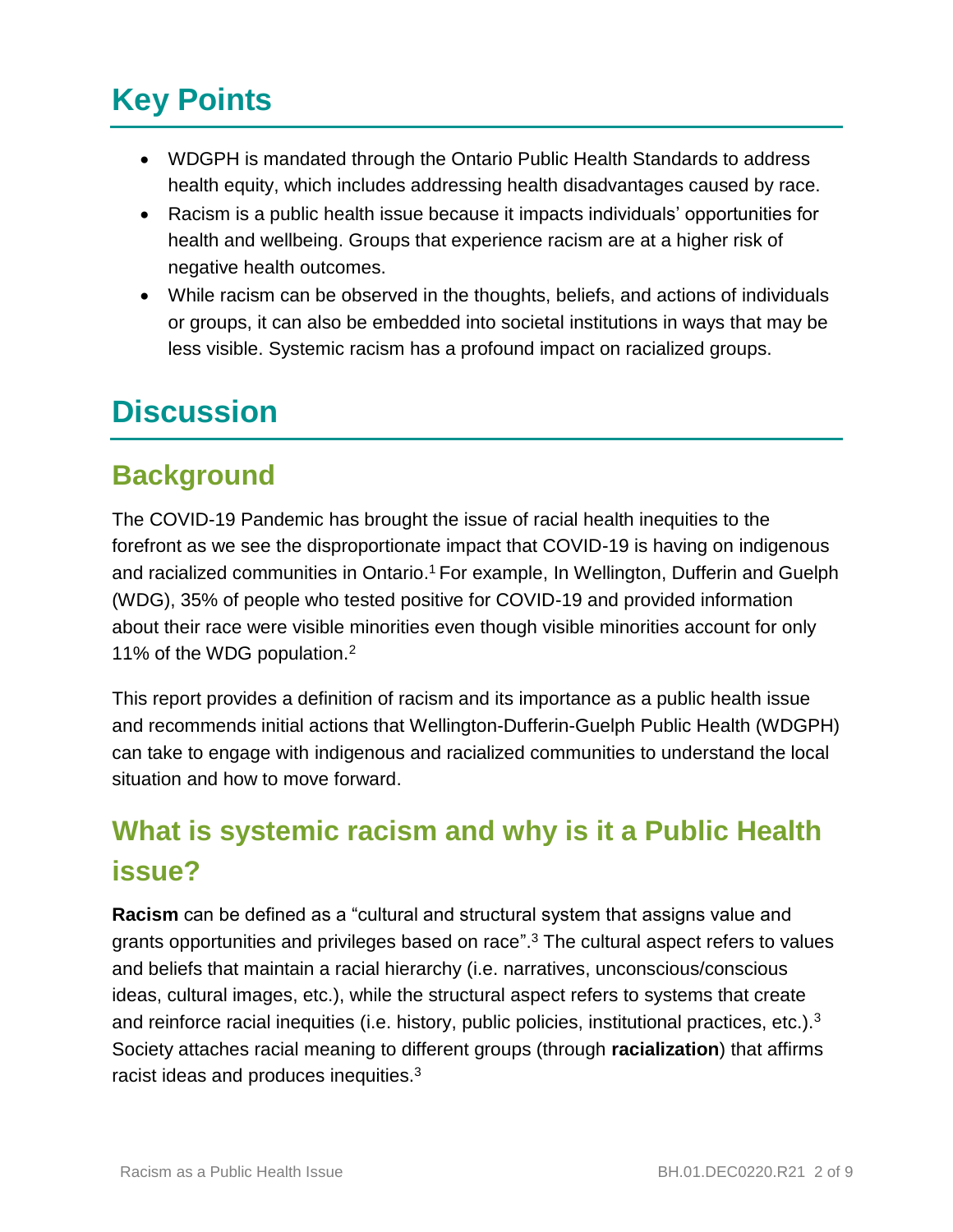# Key Points

- WDGPH is mandated through the Ontario Public Health Standards to address health equity, which includes addressing health disadvantages caused by race.
- Racism is a public health issue because it impacts individuals' opportunities for health and wellbeing. Groups that experience racism are at a higher risk of negative health outcomes.
- While racism can be observed in the thoughts, beliefs, and actions of individuals or groups, it can also be embedded into societal institutions in ways that may be less visible. Systemic racism has a profound impact on racialized groups.

# Discussion

## Background

The COVID-19 Pandemic has brought the issue of racial health inequities to the forefront as we see the disproportionate impact that COVID-19 is having on indigenous and racialized communities in Ontario.[1] For example, In Wellington, Dufferin and Guelph (WDG), 35% of people who tested positive for COVID-19 and provided information about their race were visible minorities even though visible minorities account for only 11% of the WDG population.[2]

This report provides a definition of racism and its importance as a public health issue and recommends initial actions that Wellington-Dufferin-Guelph Public Health (WDGPH) can take to engage with indigenous and racialized communities to understand the local situation and how to move forward.

## What is systemic racism and why is it a Public Health issue?

**Racism** can be defined as a "cultural and structural system that assigns value and grants opportunities and privileges based on race".[3] The cultural aspect refers to values and beliefs that maintain a racial hierarchy (i.e. narratives, unconscious/conscious ideas, cultural images, etc.), while the structural aspect refers to systems that create and reinforce racial inequities (i.e. history, public policies, institutional practices, etc.).[3] Society attaches racial meaning to different groups (through **racialization**) that affirms racist ideas and produces inequities.[3]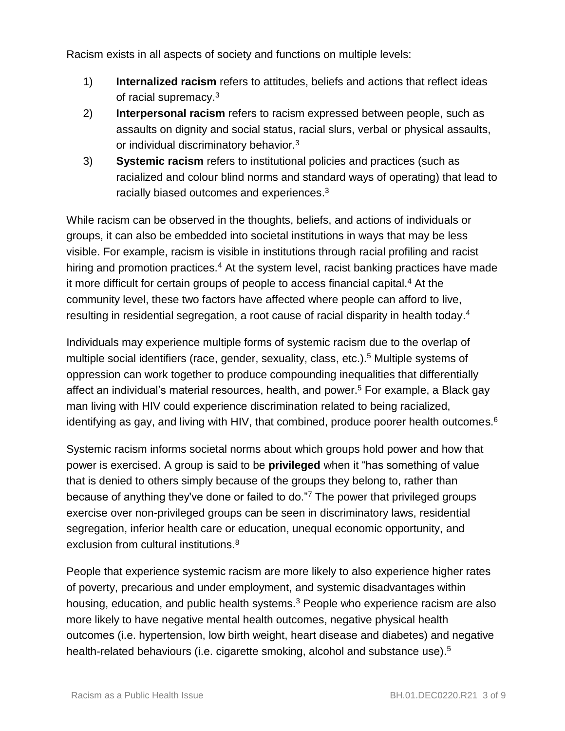Racism exists in all aspects of society and functions on multiple levels:

1) **Internalized racism** refers to attitudes, beliefs and actions that reflect ideas of racial supremacy.[3]
2) **Interpersonal racism** refers to racism expressed between people, such as assaults on dignity and social status, racial slurs, verbal or physical assaults, or individual discriminatory behavior.[3]
3) **Systemic racism** refers to institutional policies and practices (such as racialized and colour blind norms and standard ways of operating) that lead to racially biased outcomes and experiences.[3]

While racism can be observed in the thoughts, beliefs, and actions of individuals or groups, it can also be embedded into societal institutions in ways that may be less visible. For example, racism is visible in institutions through racial profiling and racist hiring and promotion practices.[4] At the system level, racist banking practices have made it more difficult for certain groups of people to access financial capital.[4] At the community level, these two factors have affected where people can afford to live, resulting in residential segregation, a root cause of racial disparity in health today.[4]

Individuals may experience multiple forms of systemic racism due to the overlap of multiple social identifiers (race, gender, sexuality, class, etc.).[5] Multiple systems of oppression can work together to produce compounding inequalities that differentially affect an individual's material resources, health, and power.[5] For example, a Black gay man living with HIV could experience discrimination related to being racialized, identifying as gay, and living with HIV, that combined, produce poorer health outcomes.[6]

Systemic racism informs societal norms about which groups hold power and how that power is exercised. A group is said to be **privileged** when it "has something of value that is denied to others simply because of the groups they belong to, rather than because of anything they've done or failed to do."[7] The power that privileged groups exercise over non-privileged groups can be seen in discriminatory laws, residential segregation, inferior health care or education, unequal economic opportunity, and exclusion from cultural institutions.[8]

People that experience systemic racism are more likely to also experience higher rates of poverty, precarious and under employment, and systemic disadvantages within housing, education, and public health systems.[3] People who experience racism are also more likely to have negative mental health outcomes, negative physical health outcomes (i.e. hypertension, low birth weight, heart disease and diabetes) and negative health-related behaviours (i.e. cigarette smoking, alcohol and substance use).[5]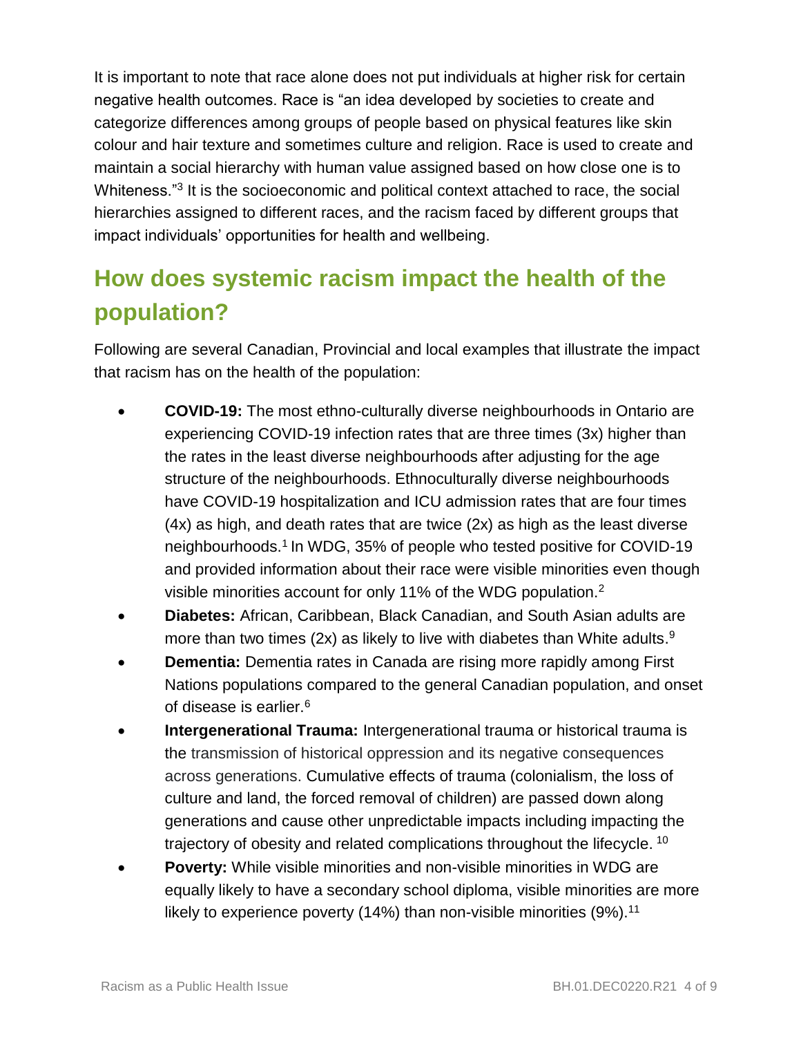It is important to note that race alone does not put individuals at higher risk for certain negative health outcomes. Race is "an idea developed by societies to create and categorize differences among groups of people based on physical features like skin colour and hair texture and sometimes culture and religion. Race is used to create and maintain a social hierarchy with human value assigned based on how close one is to Whiteness."[3] It is the socioeconomic and political context attached to race, the social hierarchies assigned to different races, and the racism faced by different groups that impact individuals' opportunities for health and wellbeing.

## How does systemic racism impact the health of the population?

Following are several Canadian, Provincial and local examples that illustrate the impact that racism has on the health of the population:

- **COVID-19:** The most ethno-culturally diverse neighbourhoods in Ontario are experiencing COVID-19 infection rates that are three times (3x) higher than the rates in the least diverse neighbourhoods after adjusting for the age structure of the neighbourhoods. Ethnoculturally diverse neighbourhoods have COVID-19 hospitalization and ICU admission rates that are four times (4x) as high, and death rates that are twice (2x) as high as the least diverse neighbourhoods.[1] In WDG, 35% of people who tested positive for COVID-19 and provided information about their race were visible minorities even though visible minorities account for only 11% of the WDG population.[2]
- **Diabetes:** African, Caribbean, Black Canadian, and South Asian adults are more than two times (2x) as likely to live with diabetes than White adults.[9]
- **Dementia:** Dementia rates in Canada are rising more rapidly among First Nations populations compared to the general Canadian population, and onset of disease is earlier.[6]
- **Intergenerational Trauma:** Intergenerational trauma or historical trauma is the transmission of historical oppression and its negative consequences across generations. Cumulative effects of trauma (colonialism, the loss of culture and land, the forced removal of children) are passed down along generations and cause other unpredictable impacts including impacting the trajectory of obesity and related complications throughout the lifecycle. [10]
- **Poverty:** While visible minorities and non-visible minorities in WDG are equally likely to have a secondary school diploma, visible minorities are more likely to experience poverty (14%) than non-visible minorities (9%).[11]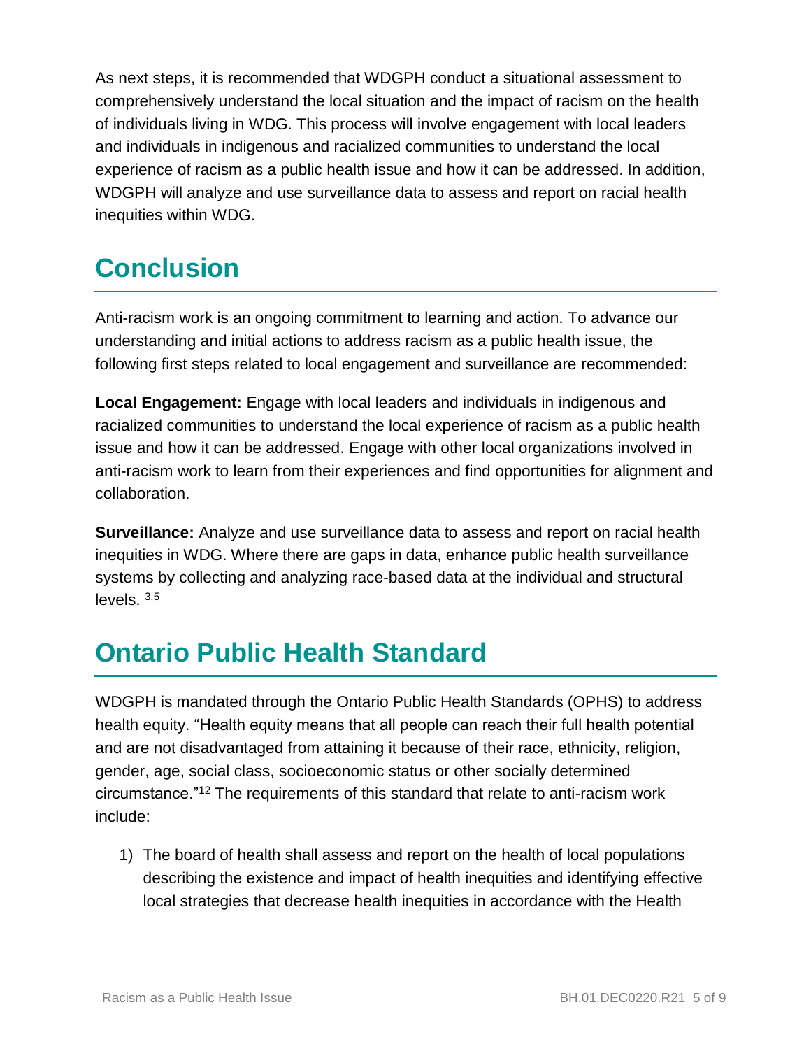As next steps, it is recommended that WDGPH conduct a situational assessment to comprehensively understand the local situation and the impact of racism on the health of individuals living in WDG. This process will involve engagement with local leaders and individuals in indigenous and racialized communities to understand the local experience of racism as a public health issue and how it can be addressed. In addition, WDGPH will analyze and use surveillance data to assess and report on racial health inequities within WDG.

## Conclusion

Anti-racism work is an ongoing commitment to learning and action. To advance our understanding and initial actions to address racism as a public health issue, the following first steps related to local engagement and surveillance are recommended:

**Local Engagement:** Engage with local leaders and individuals in indigenous and racialized communities to understand the local experience of racism as a public health issue and how it can be addressed. Engage with other local organizations involved in anti-racism work to learn from their experiences and find opportunities for alignment and collaboration.

**Surveillance:** Analyze and use surveillance data to assess and report on racial health inequities in WDG. Where there are gaps in data, enhance public health surveillance systems by collecting and analyzing race-based data at the individual and structural levels. [3,5]

## Ontario Public Health Standard

WDGPH is mandated through the Ontario Public Health Standards (OPHS) to address health equity. "Health equity means that all people can reach their full health potential and are not disadvantaged from attaining it because of their race, ethnicity, religion, gender, age, social class, socioeconomic status or other socially determined circumstance."[12] The requirements of this standard that relate to anti-racism work include:

1) The board of health shall assess and report on the health of local populations describing the existence and impact of health inequities and identifying effective local strategies that decrease health inequities in accordance with the Health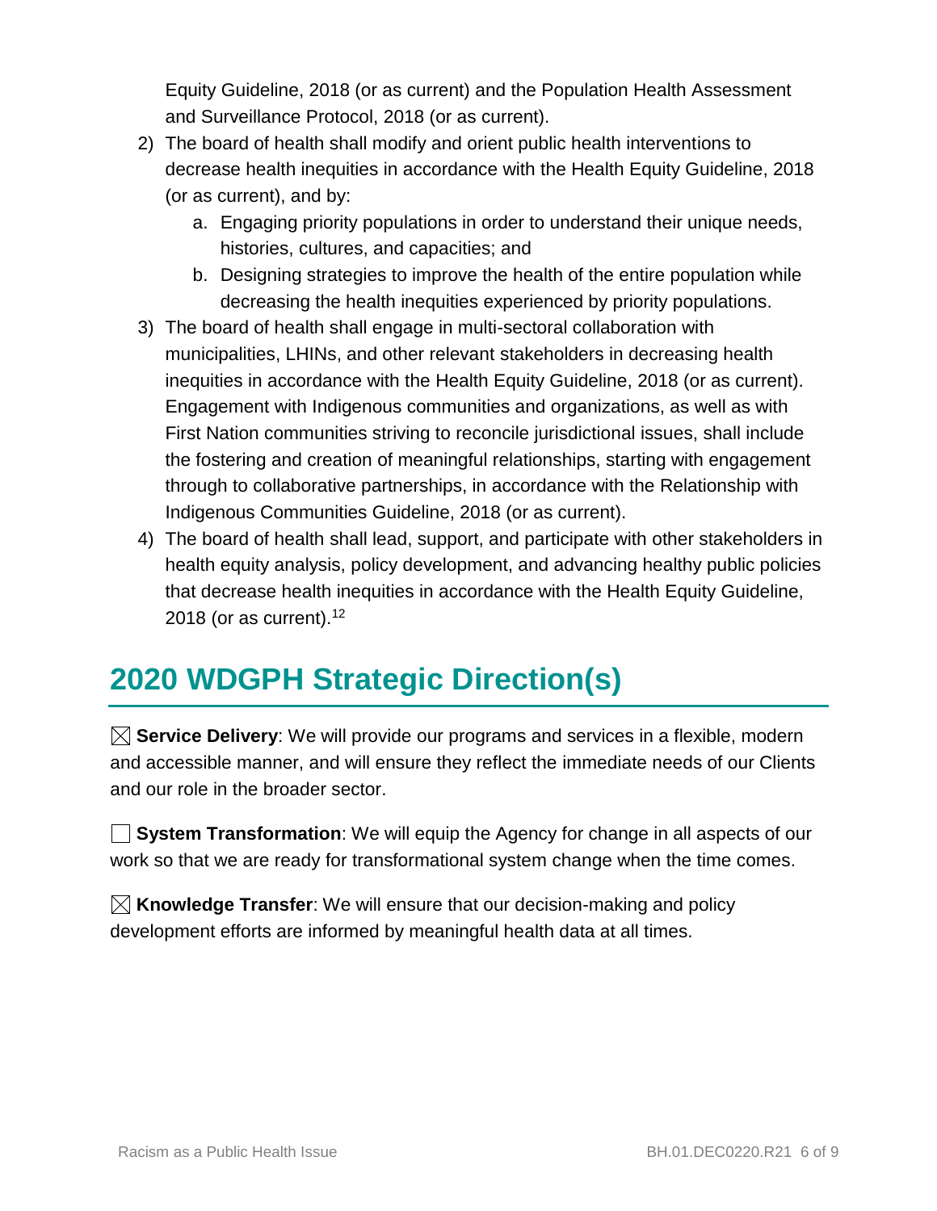Equity Guideline, 2018 (or as current) and the Population Health Assessment and Surveillance Protocol, 2018 (or as current).

2) The board of health shall modify and orient public health interventions to decrease health inequities in accordance with the Health Equity Guideline, 2018 (or as current), and by:
    a. Engaging priority populations in order to understand their unique needs, histories, cultures, and capacities; and
    b. Designing strategies to improve the health of the entire population while decreasing the health inequities experienced by priority populations.
3) The board of health shall engage in multi-sectoral collaboration with municipalities, LHINs, and other relevant stakeholders in decreasing health inequities in accordance with the Health Equity Guideline, 2018 (or as current). Engagement with Indigenous communities and organizations, as well as with First Nation communities striving to reconcile jurisdictional issues, shall include the fostering and creation of meaningful relationships, starting with engagement through to collaborative partnerships, in accordance with the Relationship with Indigenous Communities Guideline, 2018 (or as current).
4) The board of health shall lead, support, and participate with other stakeholders in health equity analysis, policy development, and advancing healthy public policies that decrease health inequities in accordance with the Health Equity Guideline, 2018 (or as current).[12]

## 2020 WDGPH Strategic Direction(s)

☒ **Service Delivery**: We will provide our programs and services in a flexible, modern and accessible manner, and will ensure they reflect the immediate needs of our Clients and our role in the broader sector.

☐ **System Transformation**: We will equip the Agency for change in all aspects of our work so that we are ready for transformational system change when the time comes.

☒ **Knowledge Transfer**: We will ensure that our decision-making and policy development efforts are informed by meaningful health data at all times.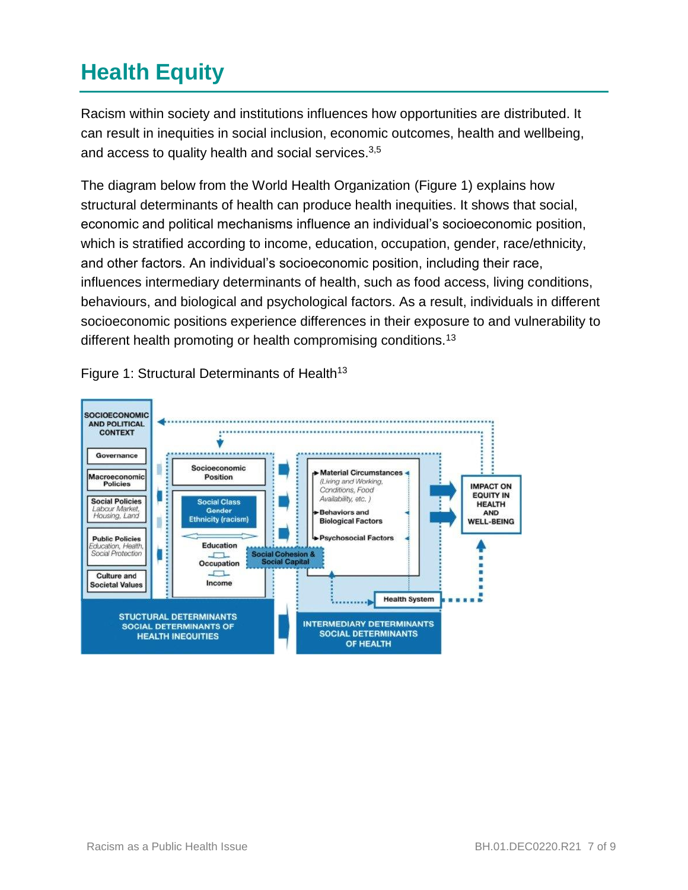# Health Equity

Racism within society and institutions influences how opportunities are distributed. It can result in inequities in social inclusion, economic outcomes, health and wellbeing, and access to quality health and social services.[3,5]

The diagram below from the World Health Organization (Figure 1) explains how structural determinants of health can produce health inequities. It shows that social, economic and political mechanisms influence an individual's socioeconomic position, which is stratified according to income, education, occupation, gender, race/ethnicity, and other factors. An individual's socioeconomic position, including their race, influences intermediary determinants of health, such as food access, living conditions, behaviours, and biological and psychological factors. As a result, individuals in different socioeconomic positions experience differences in their exposure to and vulnerability to different health promoting or health compromising conditions.[13]

Figure 1: Structural Determinants of Health[13]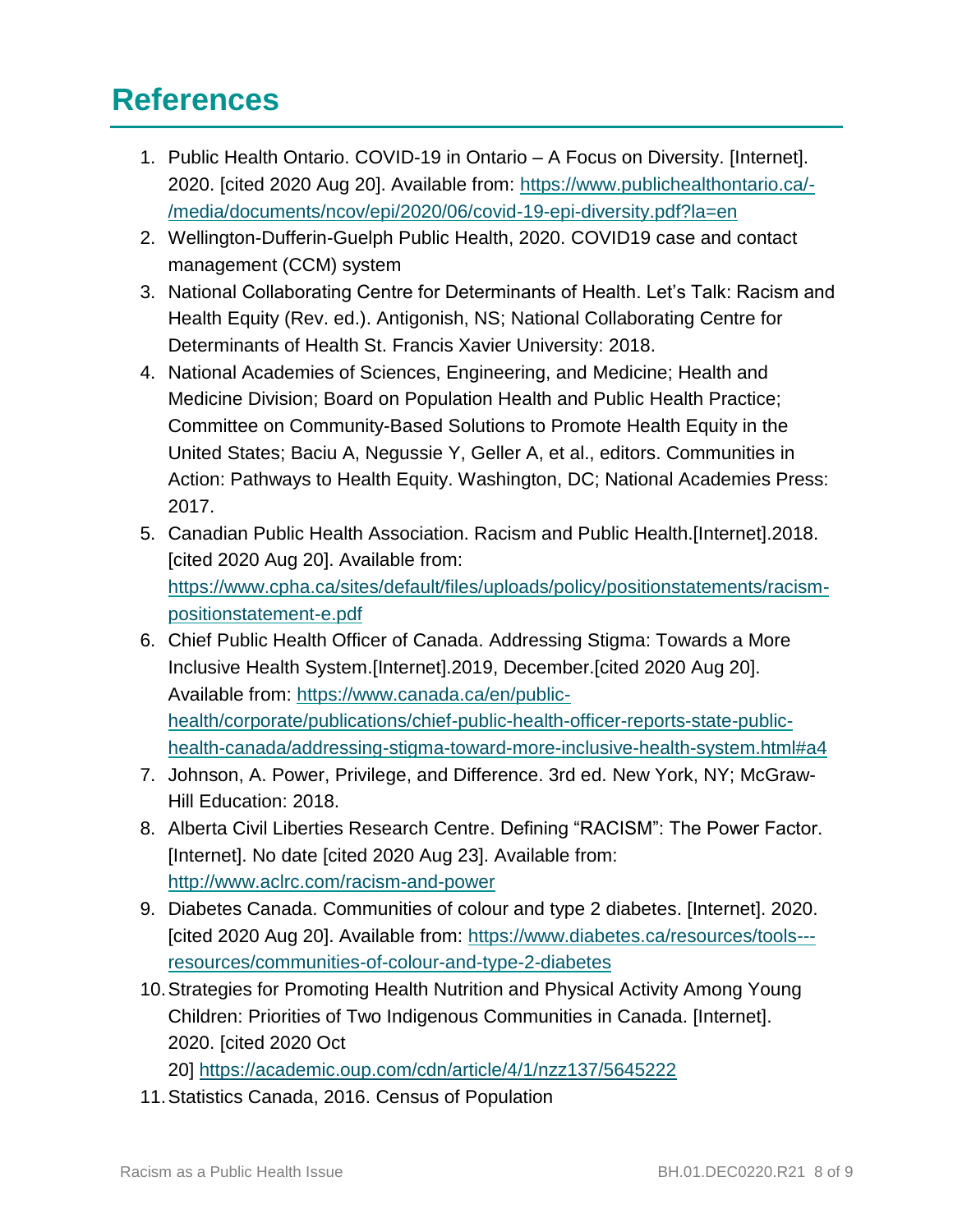# References

1. Public Health Ontario. COVID-19 in Ontario – A Focus on Diversity. [Internet]. 2020. [cited 2020 Aug 20]. Available from: https://www.publichealthontario.ca/-/media/documents/ncov/epi/2020/06/covid-19-epi-diversity.pdf?la=en
2. Wellington-Dufferin-Guelph Public Health, 2020. COVID19 case and contact management (CCM) system
3. National Collaborating Centre for Determinants of Health. Let's Talk: Racism and Health Equity (Rev. ed.). Antigonish, NS; National Collaborating Centre for Determinants of Health St. Francis Xavier University: 2018.
4. National Academies of Sciences, Engineering, and Medicine; Health and Medicine Division; Board on Population Health and Public Health Practice; Committee on Community-Based Solutions to Promote Health Equity in the United States; Baciu A, Negussie Y, Geller A, et al., editors. Communities in Action: Pathways to Health Equity. Washington, DC; National Academies Press: 2017.
5. Canadian Public Health Association. Racism and Public Health.[Internet].2018. [cited 2020 Aug 20]. Available from: https://www.cpha.ca/sites/default/files/uploads/policy/positionstatements/racism-positionstatement-e.pdf
6. Chief Public Health Officer of Canada. Addressing Stigma: Towards a More Inclusive Health System.[Internet].2019, December.[cited 2020 Aug 20]. Available from: https://www.canada.ca/en/public-health/corporate/publications/chief-public-health-officer-reports-state-public-health-canada/addressing-stigma-toward-more-inclusive-health-system.html#a4
7. Johnson, A. Power, Privilege, and Difference. 3rd ed. New York, NY; McGraw-Hill Education: 2018.
8. Alberta Civil Liberties Research Centre. Defining "RACISM": The Power Factor. [Internet]. No date [cited 2020 Aug 23]. Available from: http://www.aclrc.com/racism-and-power
9. Diabetes Canada. Communities of colour and type 2 diabetes. [Internet]. 2020. [cited 2020 Aug 20]. Available from: https://www.diabetes.ca/resources/tools---resources/communities-of-colour-and-type-2-diabetes
10. Strategies for Promoting Health Nutrition and Physical Activity Among Young Children: Priorities of Two Indigenous Communities in Canada. [Internet]. 2020. [cited 2020 Oct 20] https://academic.oup.com/cdn/article/4/1/nzz137/5645222
11. Statistics Canada, 2016. Census of Population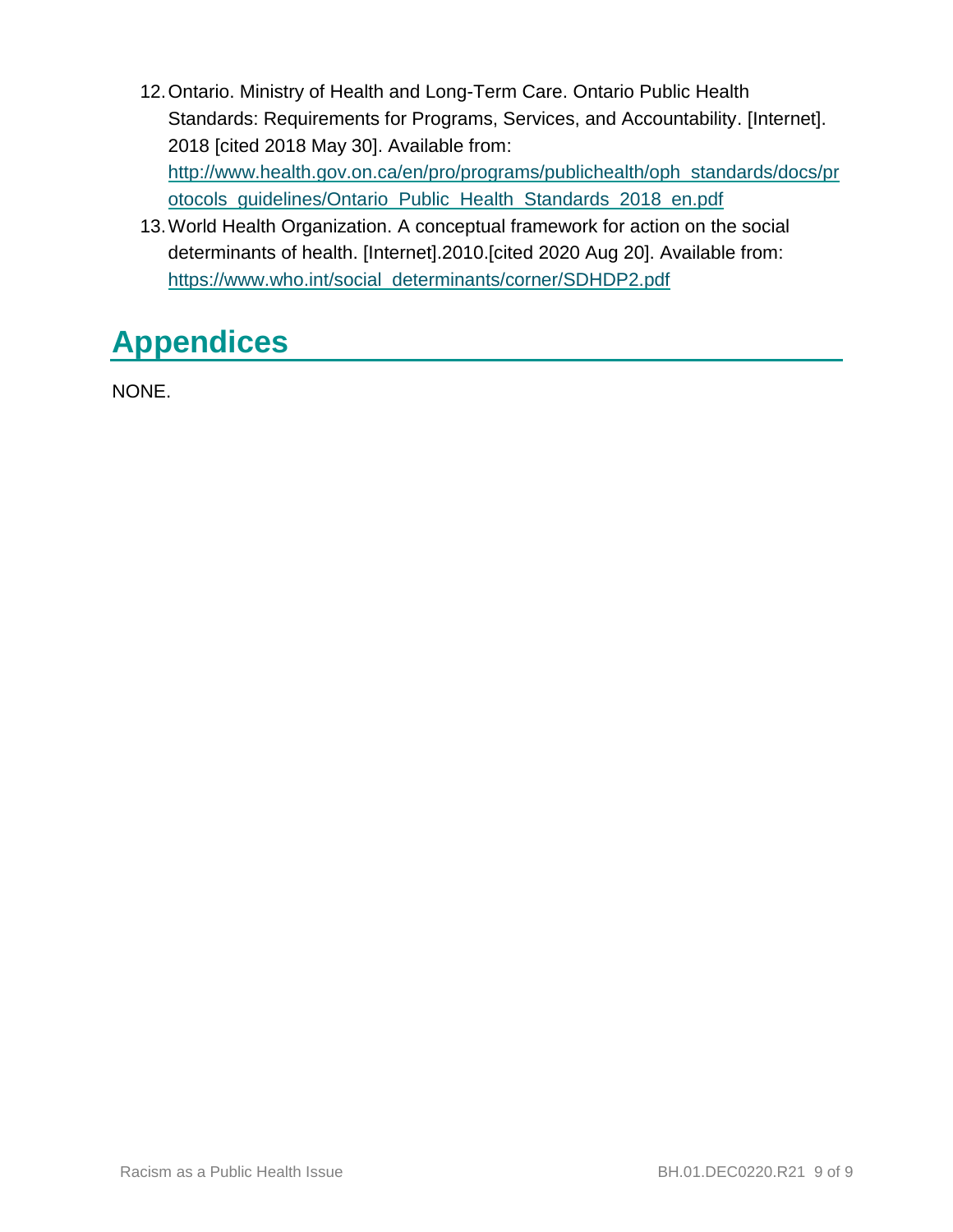12. Ontario. Ministry of Health and Long-Term Care. Ontario Public Health Standards: Requirements for Programs, Services, and Accountability. [Internet]. 2018 [cited 2018 May 30]. Available from: http://www.health.gov.on.ca/en/pro/programs/publichealth/oph_standards/docs/protocols_guidelines/Ontario_Public_Health_Standards_2018_en.pdf
13. World Health Organization. A conceptual framework for action on the social determinants of health. [Internet].2010.[cited 2020 Aug 20]. Available from: https://www.who.int/social_determinants/corner/SDHDP2.pdf

# Appendices

NONE.